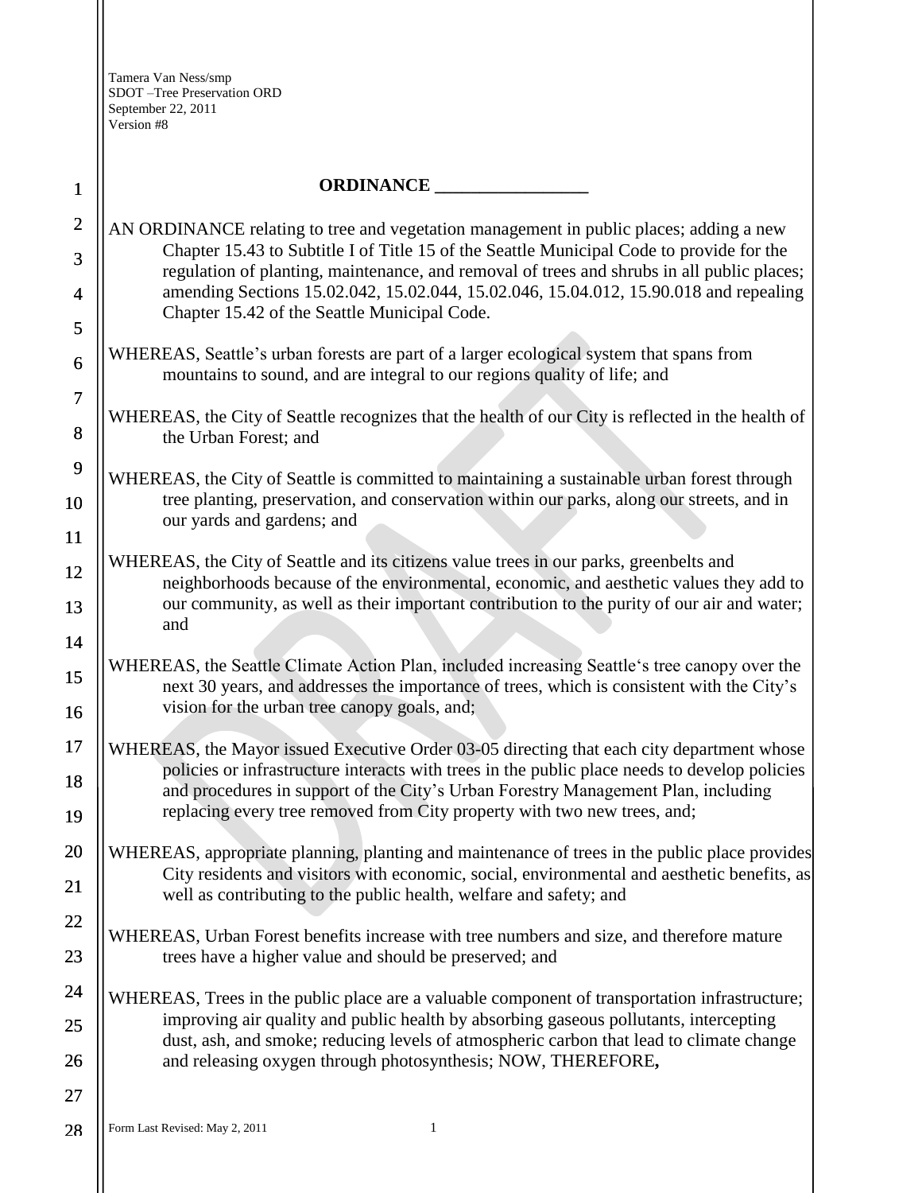Tamera Van Ness/smp
SDOT –Tree Preservation ORD
September 22, 2011
Version #8

# ORDINANCE _________________

AN ORDINANCE relating to tree and vegetation management in public places; adding a new Chapter 15.43 to Subtitle I of Title 15 of the Seattle Municipal Code to provide for the regulation of planting, maintenance, and removal of trees and shrubs in all public places; amending Sections 15.02.042, 15.02.044, 15.02.046, 15.04.012, 15.90.018 and repealing Chapter 15.42 of the Seattle Municipal Code.

WHEREAS, Seattle's urban forests are part of a larger ecological system that spans from mountains to sound, and are integral to our regions quality of life; and

WHEREAS, the City of Seattle recognizes that the health of our City is reflected in the health of the Urban Forest; and

WHEREAS, the City of Seattle is committed to maintaining a sustainable urban forest through tree planting, preservation, and conservation within our parks, along our streets, and in our yards and gardens; and

WHEREAS, the City of Seattle and its citizens value trees in our parks, greenbelts and neighborhoods because of the environmental, economic, and aesthetic values they add to our community, as well as their important contribution to the purity of our air and water; and

WHEREAS, the Seattle Climate Action Plan, included increasing Seattle's tree canopy over the next 30 years, and addresses the importance of trees, which is consistent with the City's vision for the urban tree canopy goals, and;

WHEREAS, the Mayor issued Executive Order 03-05 directing that each city department whose policies or infrastructure interacts with trees in the public place needs to develop policies and procedures in support of the City's Urban Forestry Management Plan, including replacing every tree removed from City property with two new trees, and;

WHEREAS, appropriate planning, planting and maintenance of trees in the public place provides City residents and visitors with economic, social, environmental and aesthetic benefits, as well as contributing to the public health, welfare and safety; and

WHEREAS, Urban Forest benefits increase with tree numbers and size, and therefore mature trees have a higher value and should be preserved; and

WHEREAS, Trees in the public place are a valuable component of transportation infrastructure; improving air quality and public health by absorbing gaseous pollutants, intercepting dust, ash, and smoke; reducing levels of atmospheric carbon that lead to climate change and releasing oxygen through photosynthesis; NOW, THEREFORE**,**

Form Last Revised: May 2, 2011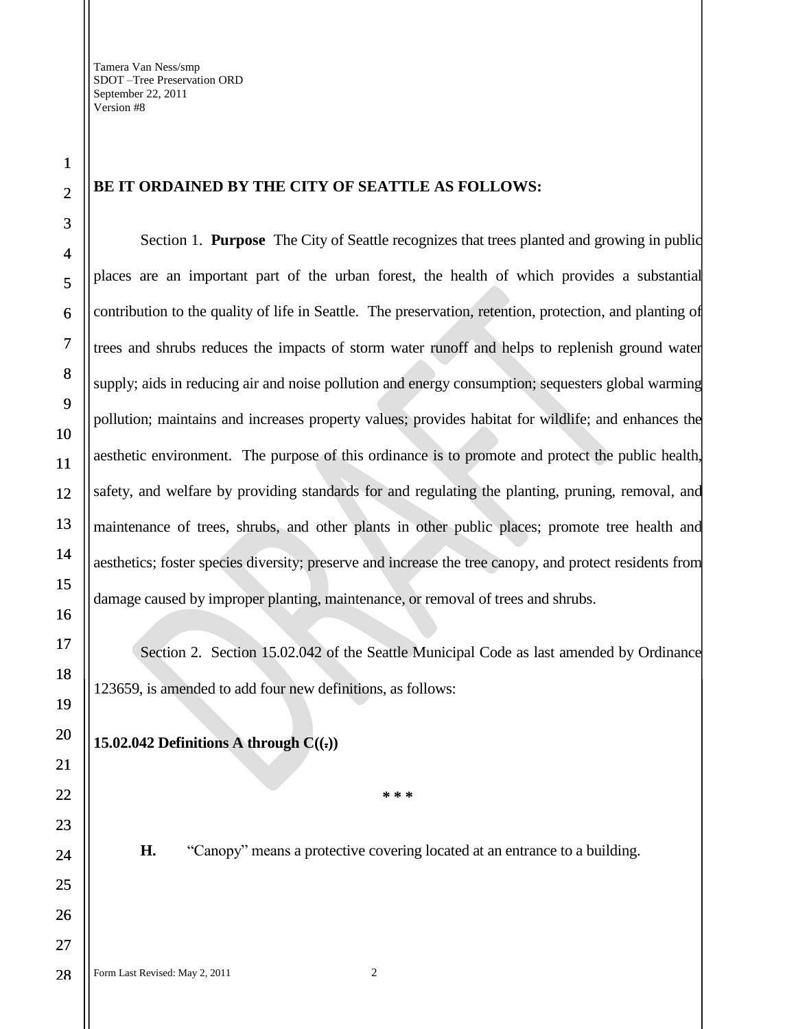Tamera Van Ness/smp
SDOT –Tree Preservation ORD
September 22, 2011
Version #8

**BE IT ORDAINED BY THE CITY OF SEATTLE AS FOLLOWS:**

Section 1. **Purpose** The City of Seattle recognizes that trees planted and growing in public places are an important part of the urban forest, the health of which provides a substantial contribution to the quality of life in Seattle. The preservation, retention, protection, and planting of trees and shrubs reduces the impacts of storm water runoff and helps to replenish ground water supply; aids in reducing air and noise pollution and energy consumption; sequesters global warming pollution; maintains and increases property values; provides habitat for wildlife; and enhances the aesthetic environment. The purpose of this ordinance is to promote and protect the public health, safety, and welfare by providing standards for and regulating the planting, pruning, removal, and maintenance of trees, shrubs, and other plants in other public places; promote tree health and aesthetics; foster species diversity; preserve and increase the tree canopy, and protect residents from damage caused by improper planting, maintenance, or removal of trees and shrubs.

Section 2. Section 15.02.042 of the Seattle Municipal Code as last amended by Ordinance 123659, is amended to add four new definitions, as follows:

**15.02.042 Definitions A through C((.))**

\* \* \*

**H.** "Canopy" means a protective covering located at an entrance to a building.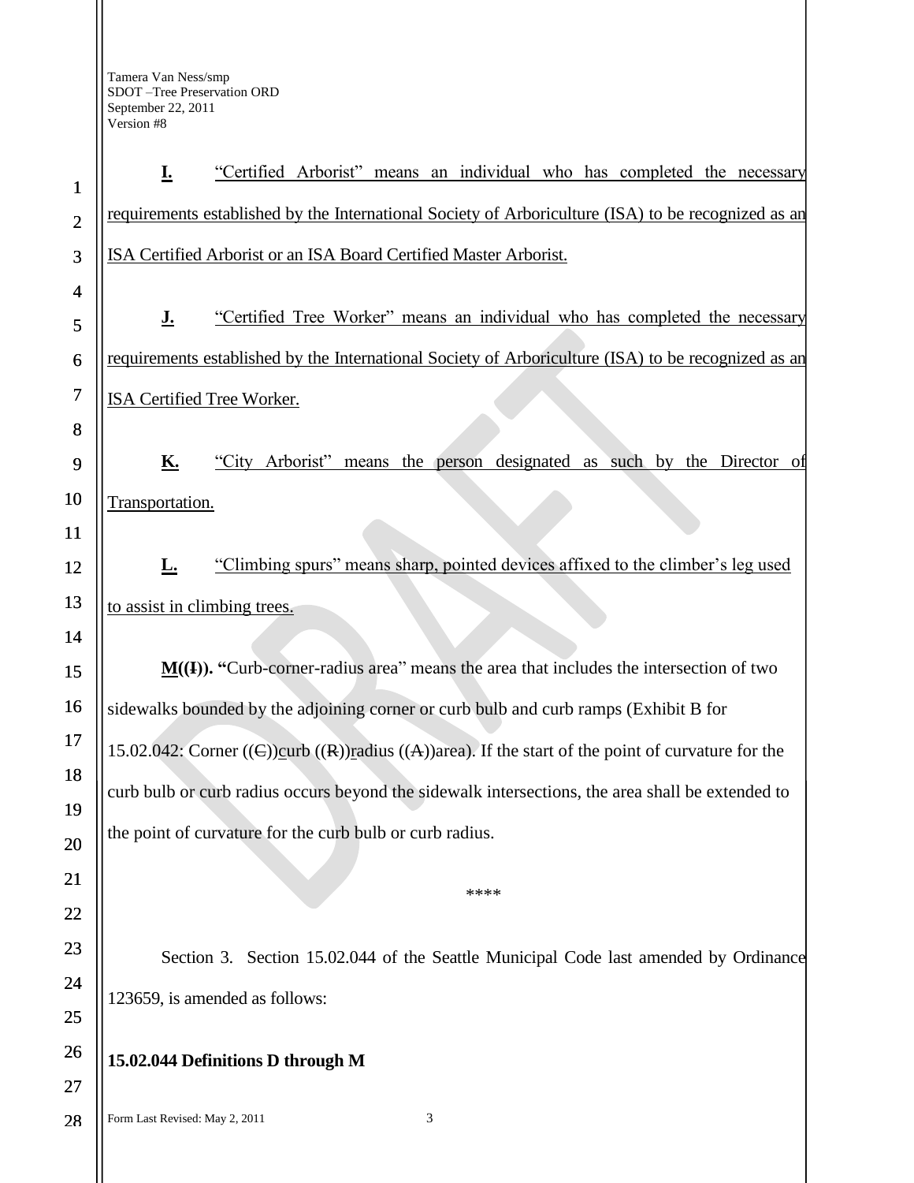**I.** "Certified Arborist" means an individual who has completed the necessary requirements established by the International Society of Arboriculture (ISA) to be recognized as an ISA Certified Arborist or an ISA Board Certified Master Arborist.

**J.** "Certified Tree Worker" means an individual who has completed the necessary requirements established by the International Society of Arboriculture (ISA) to be recognized as an ISA Certified Tree Worker.

**K.** "City Arborist" means the person designated as such by the Director of Transportation.

**L.** "Climbing spurs" means sharp, pointed devices affixed to the climber's leg used to assist in climbing trees.

**M((I)).** "Curb-corner-radius area" means the area that includes the intersection of two sidewalks bounded by the adjoining corner or curb bulb and curb ramps (Exhibit B for 15.02.042: Corner ((C))curb ((R))radius ((A))area). If the start of the point of curvature for the curb bulb or curb radius occurs beyond the sidewalk intersections, the area shall be extended to the point of curvature for the curb bulb or curb radius.

****

Section 3. Section 15.02.044 of the Seattle Municipal Code last amended by Ordinance 123659, is amended as follows:

**15.02.044 Definitions D through M**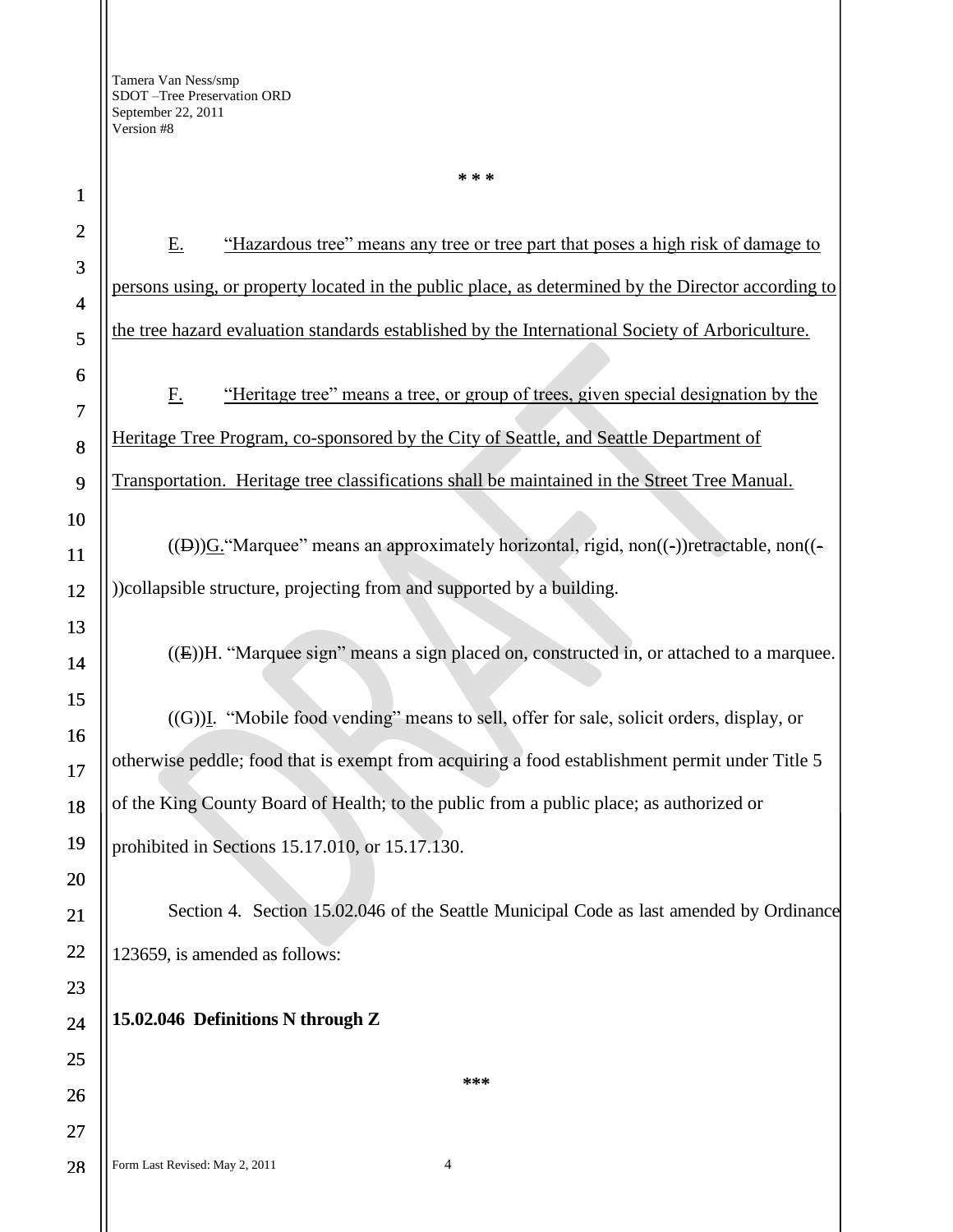\* \* \*

E. "Hazardous tree" means any tree or tree part that poses a high risk of damage to persons using, or property located in the public place, as determined by the Director according to the tree hazard evaluation standards established by the International Society of Arboriculture.

F. "Heritage tree" means a tree, or group of trees, given special designation by the Heritage Tree Program, co-sponsored by the City of Seattle, and Seattle Department of Transportation. Heritage tree classifications shall be maintained in the Street Tree Manual.

((D))G. "Marquee" means an approximately horizontal, rigid, non((-))retractable, non((-))collapsible structure, projecting from and supported by a building.

((E))H. "Marquee sign" means a sign placed on, constructed in, or attached to a marquee.

((G))I. "Mobile food vending" means to sell, offer for sale, solicit orders, display, or otherwise peddle; food that is exempt from acquiring a food establishment permit under Title 5 of the King County Board of Health; to the public from a public place; as authorized or prohibited in Sections 15.17.010, or 15.17.130.

Section 4. Section 15.02.046 of the Seattle Municipal Code as last amended by Ordinance 123659, is amended as follows:

**15.02.046 Definitions N through Z**

\*\*\*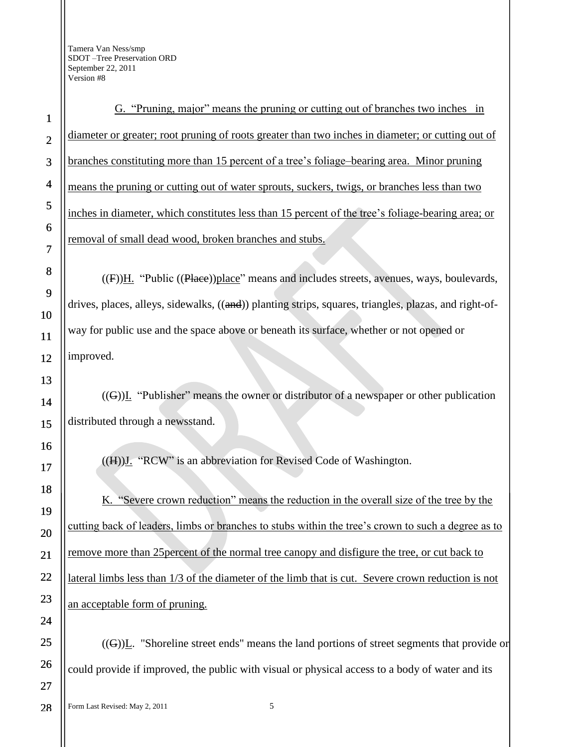G. "Pruning, major" means the pruning or cutting out of branches two inches in diameter or greater; root pruning of roots greater than two inches in diameter; or cutting out of branches constituting more than 15 percent of a tree's foliage–bearing area. Minor pruning means the pruning or cutting out of water sprouts, suckers, twigs, or branches less than two inches in diameter, which constitutes less than 15 percent of the tree's foliage-bearing area; or removal of small dead wood, broken branches and stubs.

((F))H. "Public ((Place))place" means and includes streets, avenues, ways, boulevards, drives, places, alleys, sidewalks, ((and)) planting strips, squares, triangles, plazas, and right-of-way for public use and the space above or beneath its surface, whether or not opened or improved.

((G))I. "Publisher" means the owner or distributor of a newspaper or other publication distributed through a newsstand.

((H))J. "RCW" is an abbreviation for Revised Code of Washington.

K. "Severe crown reduction" means the reduction in the overall size of the tree by the cutting back of leaders, limbs or branches to stubs within the tree's crown to such a degree as to remove more than 25percent of the normal tree canopy and disfigure the tree, or cut back to lateral limbs less than 1/3 of the diameter of the limb that is cut. Severe crown reduction is not an acceptable form of pruning.

((G))L. "Shoreline street ends" means the land portions of street segments that provide or could provide if improved, the public with visual or physical access to a body of water and its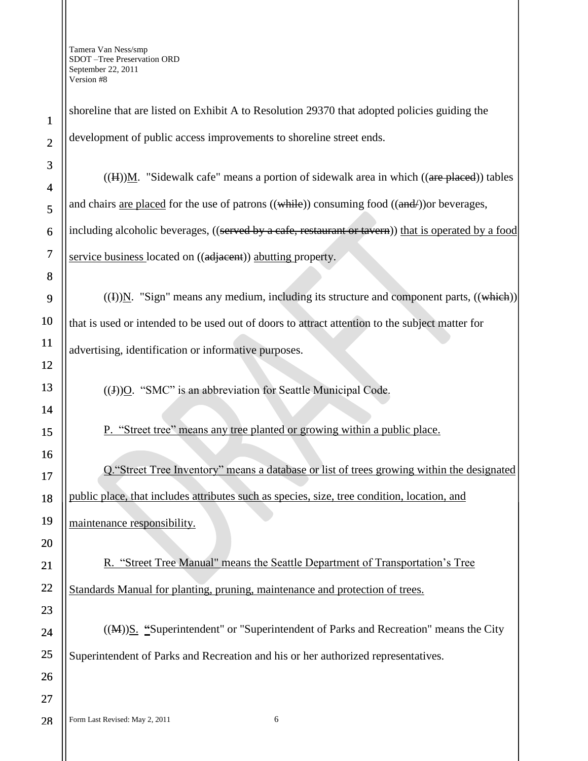shoreline that are listed on Exhibit A to Resolution 29370 that adopted policies guiding the development of public access improvements to shoreline street ends.

((~~H~~))<u>M</u>. "Sidewalk cafe" means a portion of sidewalk area in which ((~~are placed~~)) tables and chairs <u>are placed</u> for the use of patrons ((~~while~~)) consuming food ((~~and/~~))or beverages, including alcoholic beverages, ((~~served by a cafe, restaurant or tavern~~)) <u>that is operated by a food service business</u> located on ((~~adjacent~~)) <u>abutting</u> property.

((~~I~~))<u>N</u>. "Sign" means any medium, including its structure and component parts, ((~~which~~)) that is used or intended to be used out of doors to attract attention to the subject matter for advertising, identification or informative purposes.

((~~J~~))<u>O</u>. "SMC" is an abbreviation for Seattle Municipal Code.

<u>P. "Street tree" means any tree planted or growing within a public place.</u>

<u>Q."Street Tree Inventory" means a database or list of trees growing within the designated public place, that includes attributes such as species, size, tree condition, location, and maintenance responsibility.</u>

<u>R. "Street Tree Manual" means the Seattle Department of Transportation's Tree Standards Manual for planting, pruning, maintenance and protection of trees.</u>

((~~M~~))<u>S.</u> **"**Superintendent" or "Superintendent of Parks and Recreation" means the City Superintendent of Parks and Recreation and his or her authorized representatives.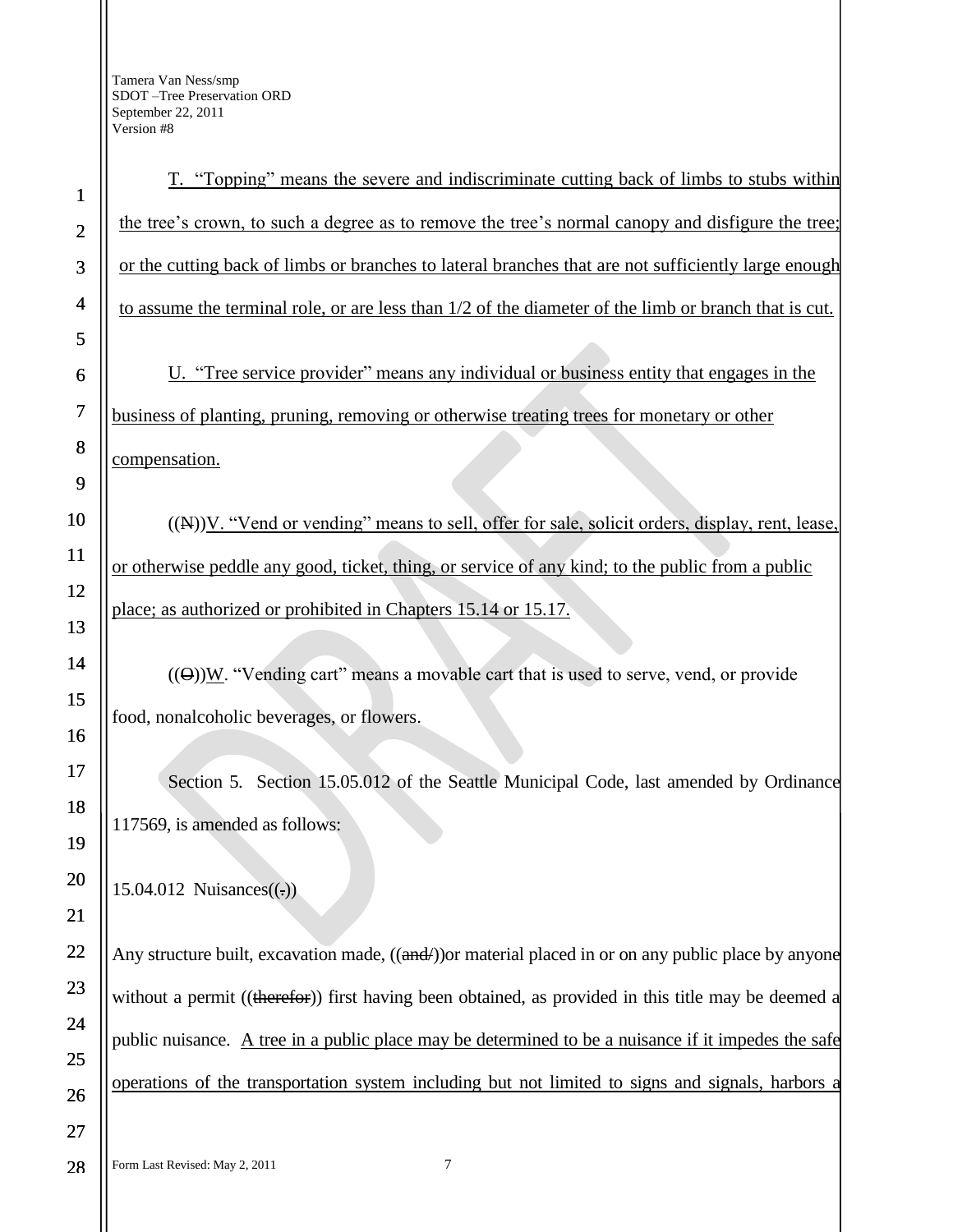T. "Topping" means the severe and indiscriminate cutting back of limbs to stubs within the tree's crown, to such a degree as to remove the tree's normal canopy and disfigure the tree; or the cutting back of limbs or branches to lateral branches that are not sufficiently large enough to assume the terminal role, or are less than 1/2 of the diameter of the limb or branch that is cut.

U. "Tree service provider" means any individual or business entity that engages in the business of planting, pruning, removing or otherwise treating trees for monetary or other compensation.

((~~N~~))V. "Vend or vending" means to sell, offer for sale, solicit orders, display, rent, lease, or otherwise peddle any good, ticket, thing, or service of any kind; to the public from a public place; as authorized or prohibited in Chapters 15.14 or 15.17.

((~~O~~))W. "Vending cart" means a movable cart that is used to serve, vend, or provide food, nonalcoholic beverages, or flowers.

Section 5. Section 15.05.012 of the Seattle Municipal Code, last amended by Ordinance 117569, is amended as follows:

15.04.012 Nuisances((~~.~~))

Any structure built, excavation made, ((~~and/~~))or material placed in or on any public place by anyone without a permit ((~~therefor~~)) first having been obtained, as provided in this title may be deemed a public nuisance. A tree in a public place may be determined to be a nuisance if it impedes the safe operations of the transportation system including but not limited to signs and signals, harbors a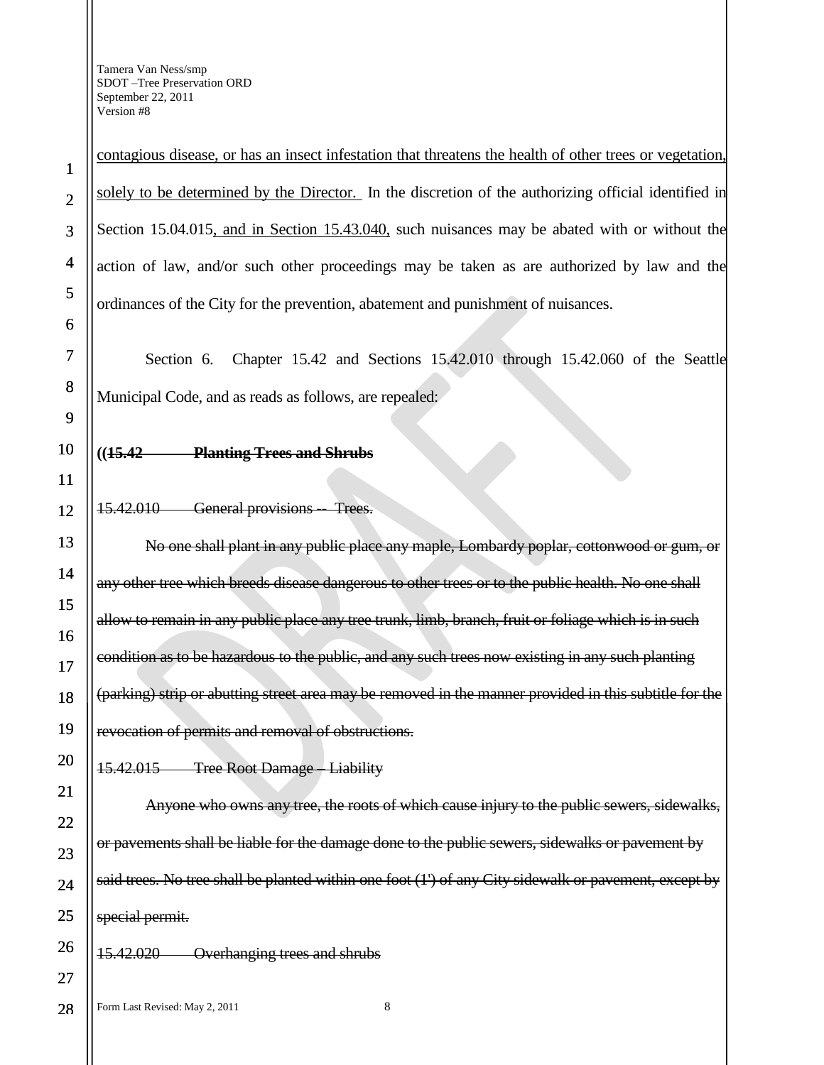contagious disease, or has an insect infestation that threatens the health of other trees or vegetation, solely to be determined by the Director. In the discretion of the authorizing official identified in Section 15.04.015, and in Section 15.43.040, such nuisances may be abated with or without the action of law, and/or such other proceedings may be taken as are authorized by law and the ordinances of the City for the prevention, abatement and punishment of nuisances.

Section 6. Chapter 15.42 and Sections 15.42.010 through 15.42.060 of the Seattle Municipal Code, and as reads as follows, are repealed:

~~((**15.42 Planting Trees and Shrubs**~~

~~15.42.010 General provisions -- Trees.~~

~~No one shall plant in any public place any maple, Lombardy poplar, cottonwood or gum, or any other tree which breeds disease dangerous to other trees or to the public health. No one shall allow to remain in any public place any tree trunk, limb, branch, fruit or foliage which is in such condition as to be hazardous to the public, and any such trees now existing in any such planting (parking) strip or abutting street area may be removed in the manner provided in this subtitle for the revocation of permits and removal of obstructions.~~

~~15.42.015 Tree Root Damage – Liability~~

~~Anyone who owns any tree, the roots of which cause injury to the public sewers, sidewalks, or pavements shall be liable for the damage done to the public sewers, sidewalks or pavement by said trees. No tree shall be planted within one foot (1') of any City sidewalk or pavement, except by special permit.~~

~~15.42.020 Overhanging trees and shrubs~~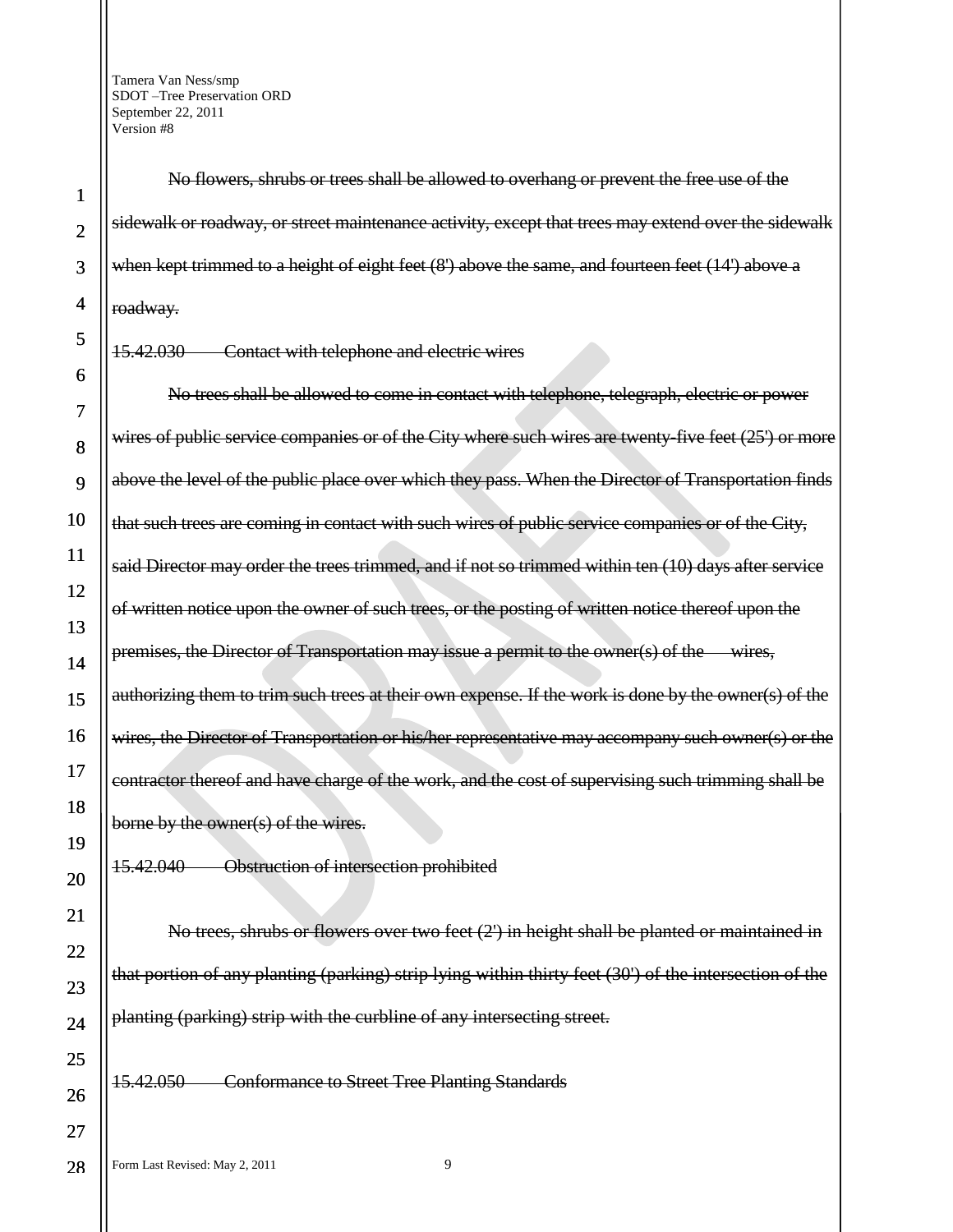~~No flowers, shrubs or trees shall be allowed to overhang or prevent the free use of the sidewalk or roadway, or street maintenance activity, except that trees may extend over the sidewalk when kept trimmed to a height of eight feet (8') above the same, and fourteen feet (14') above a roadway.~~

~~15.42.030 Contact with telephone and electric wires~~

~~No trees shall be allowed to come in contact with telephone, telegraph, electric or power wires of public service companies or of the City where such wires are twenty-five feet (25') or more above the level of the public place over which they pass. When the Director of Transportation finds that such trees are coming in contact with such wires of public service companies or of the City, said Director may order the trees trimmed, and if not so trimmed within ten (10) days after service of written notice upon the owner of such trees, or the posting of written notice thereof upon the premises, the Director of Transportation may issue a permit to the owner(s) of the wires, authorizing them to trim such trees at their own expense. If the work is done by the owner(s) of the wires, the Director of Transportation or his/her representative may accompany such owner(s) or the contractor thereof and have charge of the work, and the cost of supervising such trimming shall be borne by the owner(s) of the wires.~~

~~15.42.040 Obstruction of intersection prohibited~~

~~No trees, shrubs or flowers over two feet (2') in height shall be planted or maintained in that portion of any planting (parking) strip lying within thirty feet (30') of the intersection of the planting (parking) strip with the curbline of any intersecting street.~~

~~15.42.050 Conformance to Street Tree Planting Standards~~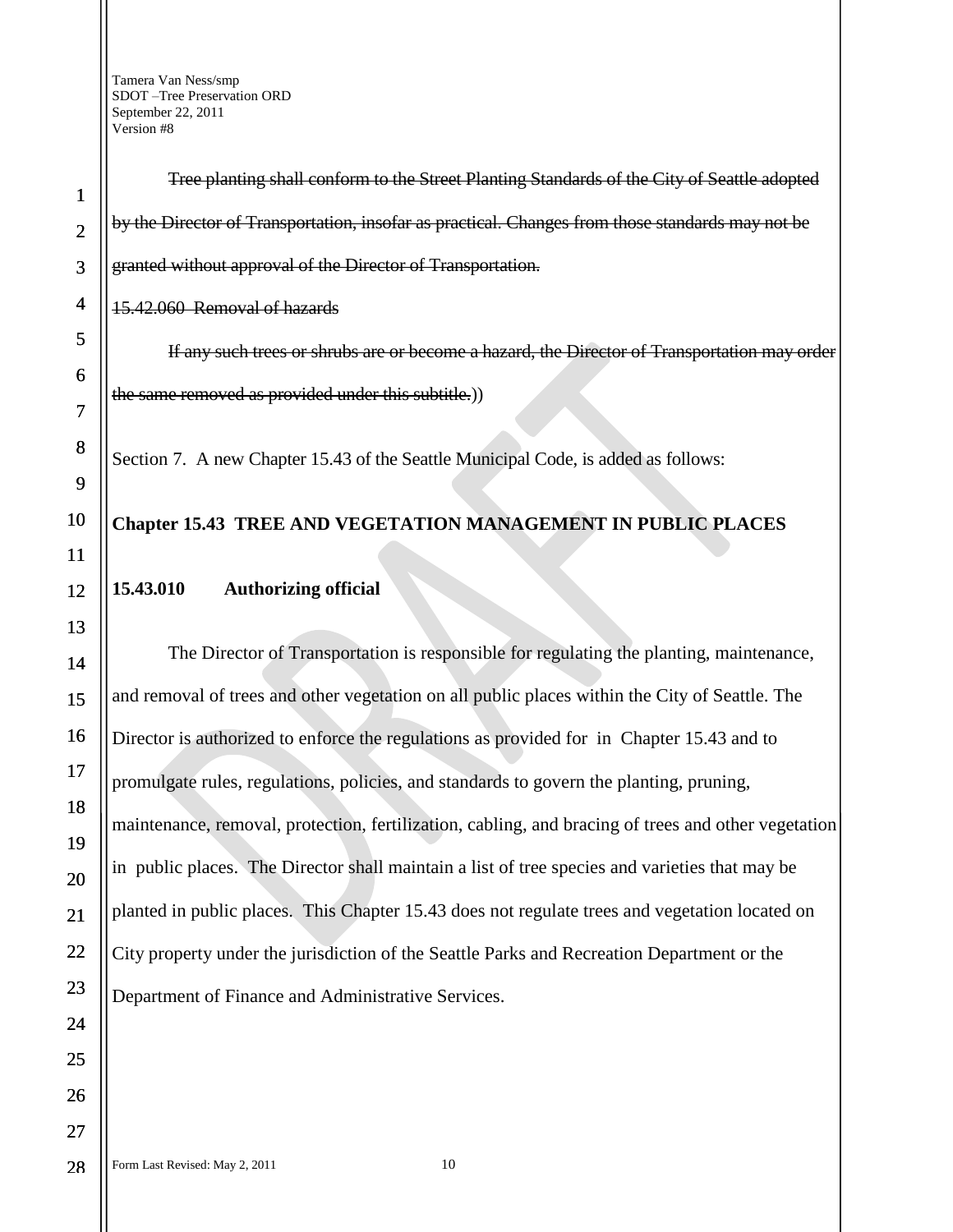~~Tree planting shall conform to the Street Planting Standards of the City of Seattle adopted by the Director of Transportation, insofar as practical. Changes from those standards may not be granted without approval of the Director of Transportation.~~

~~15.42.060 Removal of hazards~~

~~If any such trees or shrubs are or become a hazard, the Director of Transportation may order the same removed as provided under this subtitle.~~))

Section 7. A new Chapter 15.43 of the Seattle Municipal Code, is added as follows:

**Chapter 15.43 TREE AND VEGETATION MANAGEMENT IN PUBLIC PLACES**

**15.43.010 Authorizing official**

The Director of Transportation is responsible for regulating the planting, maintenance, and removal of trees and other vegetation on all public places within the City of Seattle. The Director is authorized to enforce the regulations as provided for in Chapter 15.43 and to promulgate rules, regulations, policies, and standards to govern the planting, pruning, maintenance, removal, protection, fertilization, cabling, and bracing of trees and other vegetation in public places. The Director shall maintain a list of tree species and varieties that may be planted in public places. This Chapter 15.43 does not regulate trees and vegetation located on City property under the jurisdiction of the Seattle Parks and Recreation Department or the Department of Finance and Administrative Services.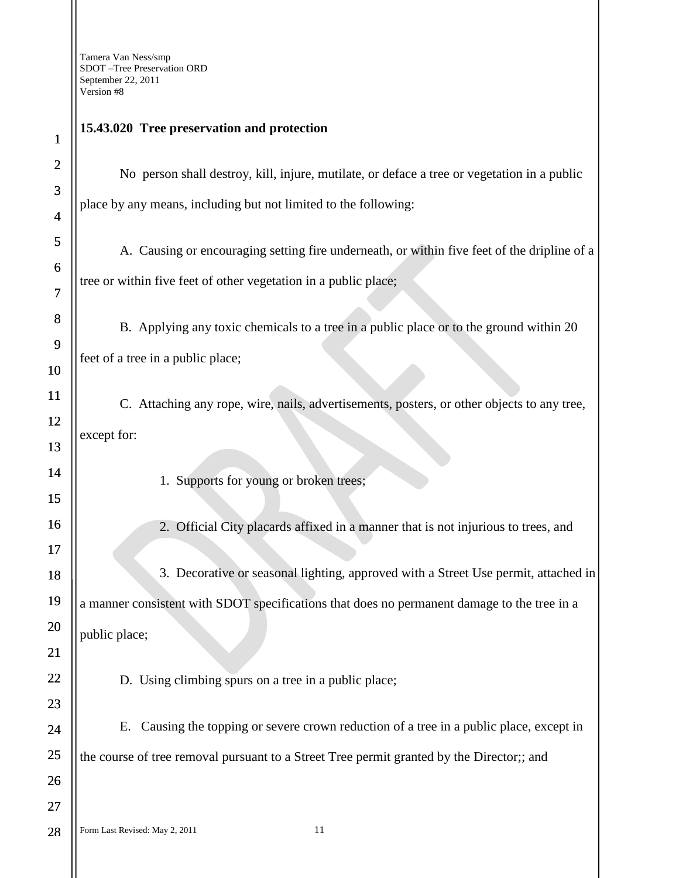**15.43.020 Tree preservation and protection**

No person shall destroy, kill, injure, mutilate, or deface a tree or vegetation in a public place by any means, including but not limited to the following:

A. Causing or encouraging setting fire underneath, or within five feet of the dripline of a tree or within five feet of other vegetation in a public place;

B. Applying any toxic chemicals to a tree in a public place or to the ground within 20 feet of a tree in a public place;

C. Attaching any rope, wire, nails, advertisements, posters, or other objects to any tree, except for:

1. Supports for young or broken trees;

2. Official City placards affixed in a manner that is not injurious to trees, and

3. Decorative or seasonal lighting, approved with a Street Use permit, attached in a manner consistent with SDOT specifications that does no permanent damage to the tree in a public place;

D. Using climbing spurs on a tree in a public place;

E. Causing the topping or severe crown reduction of a tree in a public place, except in the course of tree removal pursuant to a Street Tree permit granted by the Director;; and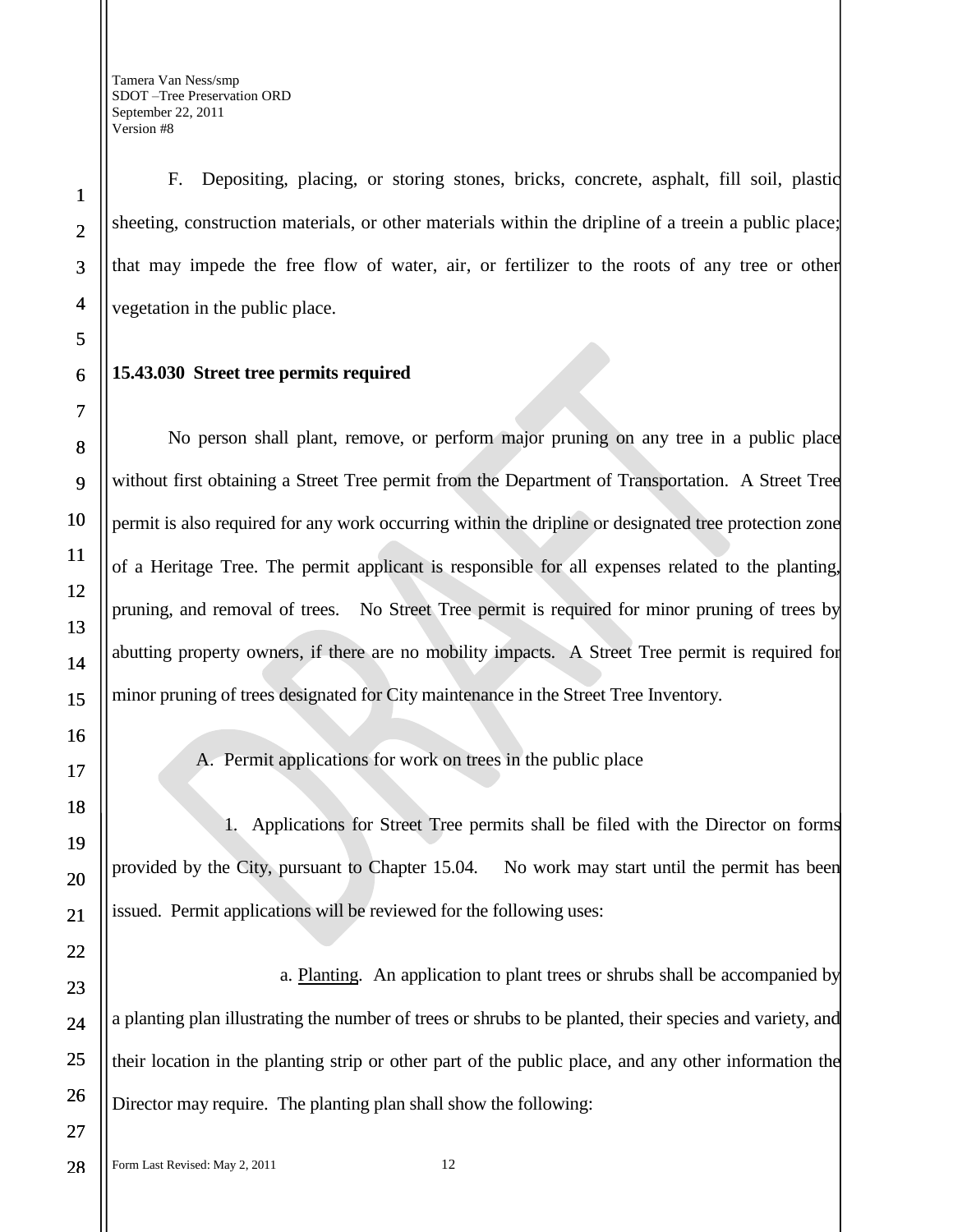F. Depositing, placing, or storing stones, bricks, concrete, asphalt, fill soil, plastic sheeting, construction materials, or other materials within the dripline of a treein a public place; that may impede the free flow of water, air, or fertilizer to the roots of any tree or other vegetation in the public place.

**15.43.030 Street tree permits required**

No person shall plant, remove, or perform major pruning on any tree in a public place without first obtaining a Street Tree permit from the Department of Transportation. A Street Tree permit is also required for any work occurring within the dripline or designated tree protection zone of a Heritage Tree. The permit applicant is responsible for all expenses related to the planting, pruning, and removal of trees. No Street Tree permit is required for minor pruning of trees by abutting property owners, if there are no mobility impacts. A Street Tree permit is required for minor pruning of trees designated for City maintenance in the Street Tree Inventory.

A. Permit applications for work on trees in the public place

1. Applications for Street Tree permits shall be filed with the Director on forms provided by the City, pursuant to Chapter 15.04. No work may start until the permit has been issued. Permit applications will be reviewed for the following uses:

a. Planting. An application to plant trees or shrubs shall be accompanied by a planting plan illustrating the number of trees or shrubs to be planted, their species and variety, and their location in the planting strip or other part of the public place, and any other information the Director may require. The planting plan shall show the following: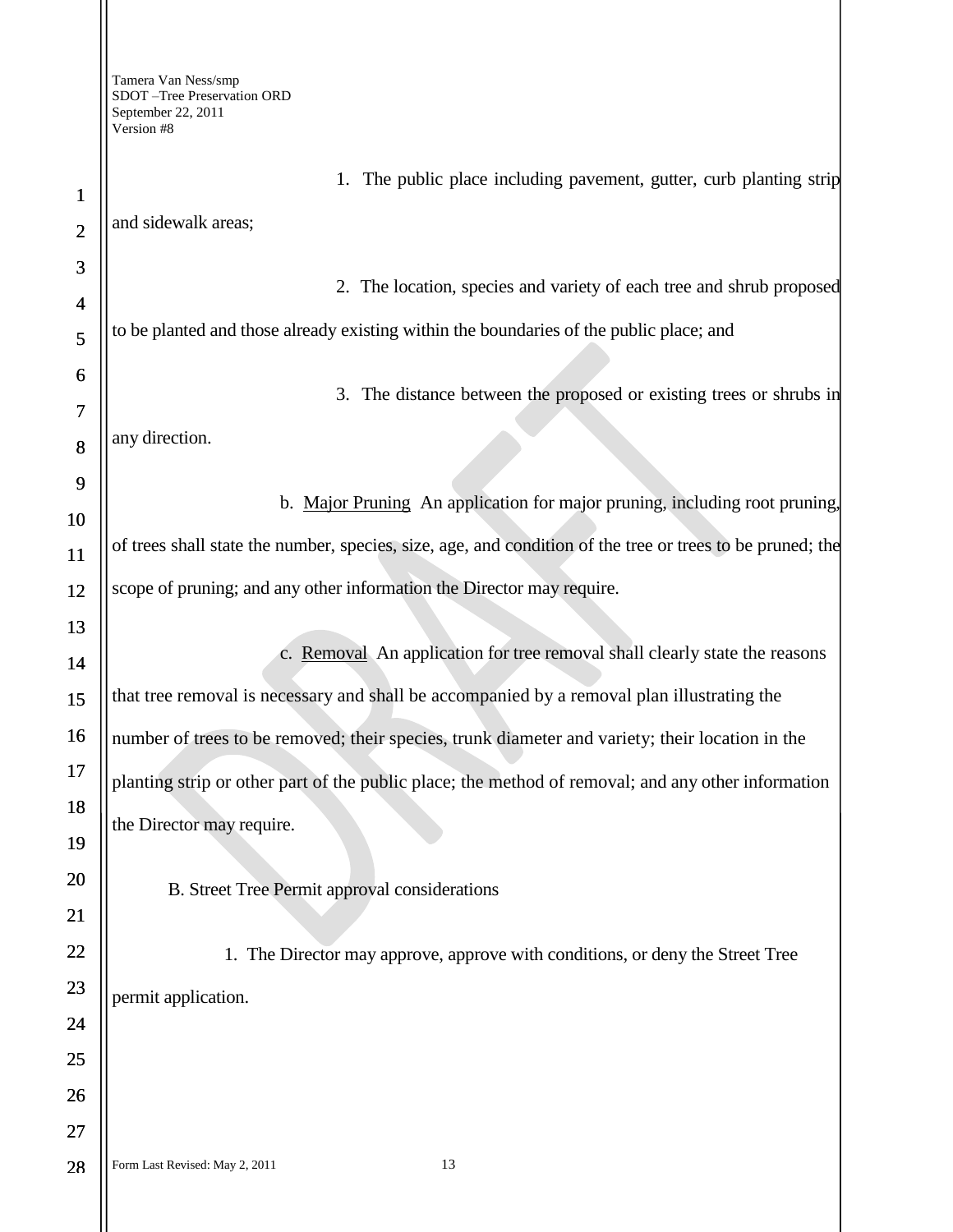1. The public place including pavement, gutter, curb planting strip and sidewalk areas;

2. The location, species and variety of each tree and shrub proposed to be planted and those already existing within the boundaries of the public place; and

3. The distance between the proposed or existing trees or shrubs in any direction.

b. Major Pruning An application for major pruning, including root pruning, of trees shall state the number, species, size, age, and condition of the tree or trees to be pruned; the scope of pruning; and any other information the Director may require.

c. Removal An application for tree removal shall clearly state the reasons that tree removal is necessary and shall be accompanied by a removal plan illustrating the number of trees to be removed; their species, trunk diameter and variety; their location in the planting strip or other part of the public place; the method of removal; and any other information the Director may require.

B. Street Tree Permit approval considerations

1. The Director may approve, approve with conditions, or deny the Street Tree permit application.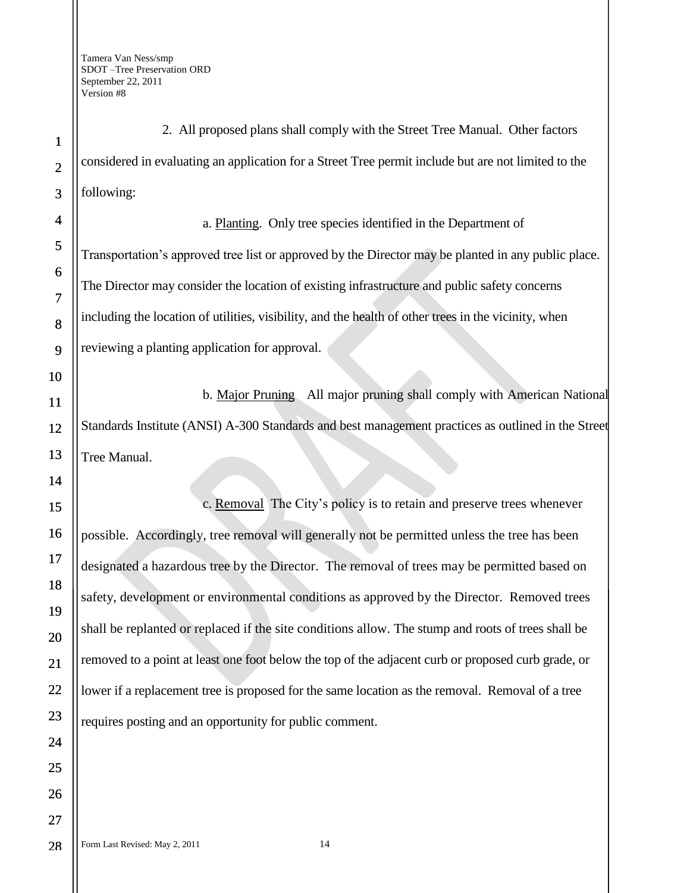2. All proposed plans shall comply with the Street Tree Manual. Other factors considered in evaluating an application for a Street Tree permit include but are not limited to the following:

a. Planting. Only tree species identified in the Department of Transportation's approved tree list or approved by the Director may be planted in any public place. The Director may consider the location of existing infrastructure and public safety concerns including the location of utilities, visibility, and the health of other trees in the vicinity, when reviewing a planting application for approval.

b. Major Pruning All major pruning shall comply with American National Standards Institute (ANSI) A-300 Standards and best management practices as outlined in the Street Tree Manual.

c. Removal The City's policy is to retain and preserve trees whenever possible. Accordingly, tree removal will generally not be permitted unless the tree has been designated a hazardous tree by the Director. The removal of trees may be permitted based on safety, development or environmental conditions as approved by the Director. Removed trees shall be replanted or replaced if the site conditions allow. The stump and roots of trees shall be removed to a point at least one foot below the top of the adjacent curb or proposed curb grade, or lower if a replacement tree is proposed for the same location as the removal. Removal of a tree requires posting and an opportunity for public comment.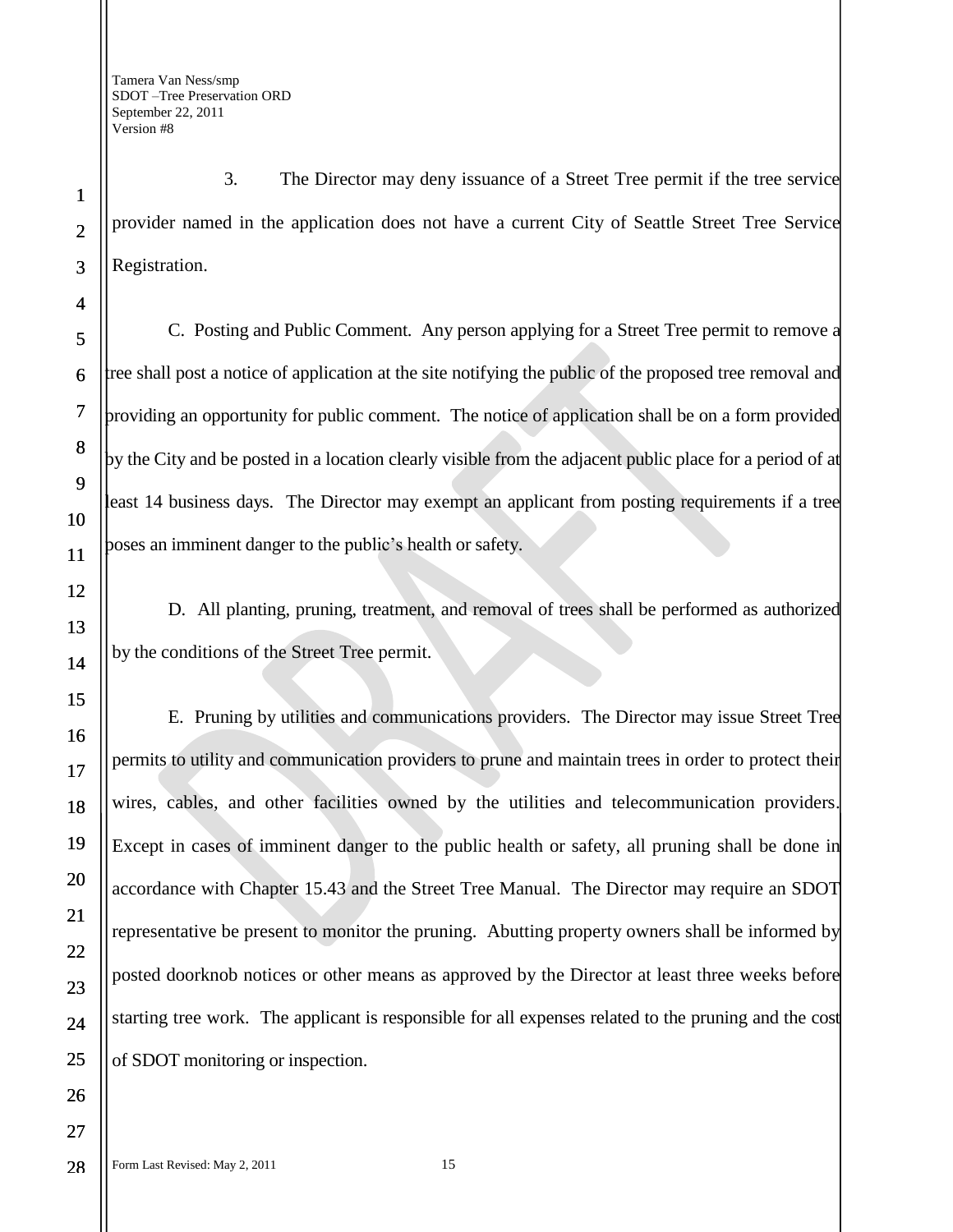3. The Director may deny issuance of a Street Tree permit if the tree service provider named in the application does not have a current City of Seattle Street Tree Service Registration.

C. Posting and Public Comment. Any person applying for a Street Tree permit to remove a tree shall post a notice of application at the site notifying the public of the proposed tree removal and providing an opportunity for public comment. The notice of application shall be on a form provided by the City and be posted in a location clearly visible from the adjacent public place for a period of at least 14 business days. The Director may exempt an applicant from posting requirements if a tree poses an imminent danger to the public's health or safety.

D. All planting, pruning, treatment, and removal of trees shall be performed as authorized by the conditions of the Street Tree permit.

E. Pruning by utilities and communications providers. The Director may issue Street Tree permits to utility and communication providers to prune and maintain trees in order to protect their wires, cables, and other facilities owned by the utilities and telecommunication providers. Except in cases of imminent danger to the public health or safety, all pruning shall be done in accordance with Chapter 15.43 and the Street Tree Manual. The Director may require an SDOT representative be present to monitor the pruning. Abutting property owners shall be informed by posted doorknob notices or other means as approved by the Director at least three weeks before starting tree work. The applicant is responsible for all expenses related to the pruning and the cost of SDOT monitoring or inspection.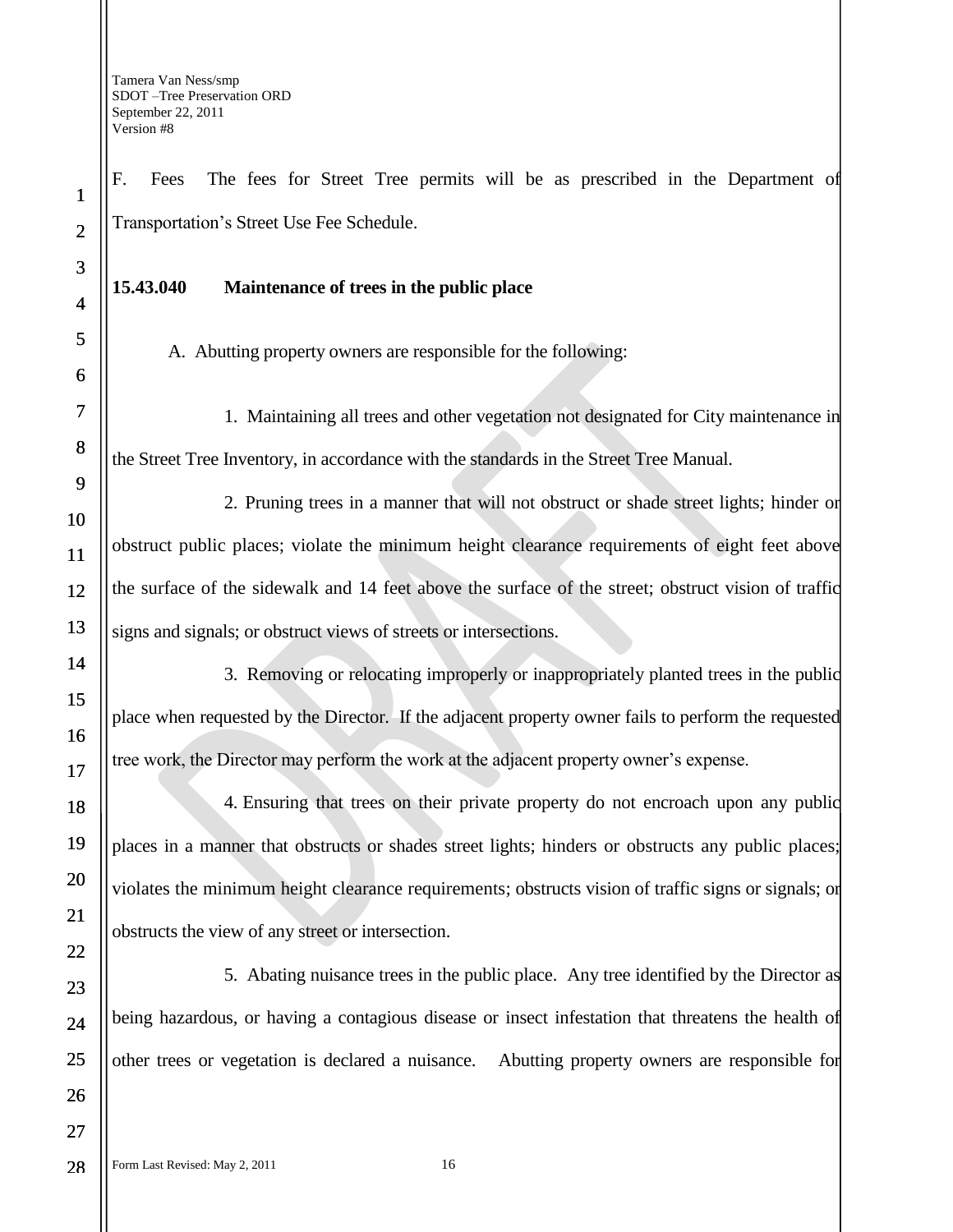F. Fees The fees for Street Tree permits will be as prescribed in the Department of Transportation's Street Use Fee Schedule.

**15.43.040 Maintenance of trees in the public place**

A. Abutting property owners are responsible for the following:

1. Maintaining all trees and other vegetation not designated for City maintenance in the Street Tree Inventory, in accordance with the standards in the Street Tree Manual.

2. Pruning trees in a manner that will not obstruct or shade street lights; hinder or obstruct public places; violate the minimum height clearance requirements of eight feet above the surface of the sidewalk and 14 feet above the surface of the street; obstruct vision of traffic signs and signals; or obstruct views of streets or intersections.

3. Removing or relocating improperly or inappropriately planted trees in the public place when requested by the Director. If the adjacent property owner fails to perform the requested tree work, the Director may perform the work at the adjacent property owner's expense.

4. Ensuring that trees on their private property do not encroach upon any public places in a manner that obstructs or shades street lights; hinders or obstructs any public places; violates the minimum height clearance requirements; obstructs vision of traffic signs or signals; or obstructs the view of any street or intersection.

5. Abating nuisance trees in the public place. Any tree identified by the Director as being hazardous, or having a contagious disease or insect infestation that threatens the health of other trees or vegetation is declared a nuisance. Abutting property owners are responsible for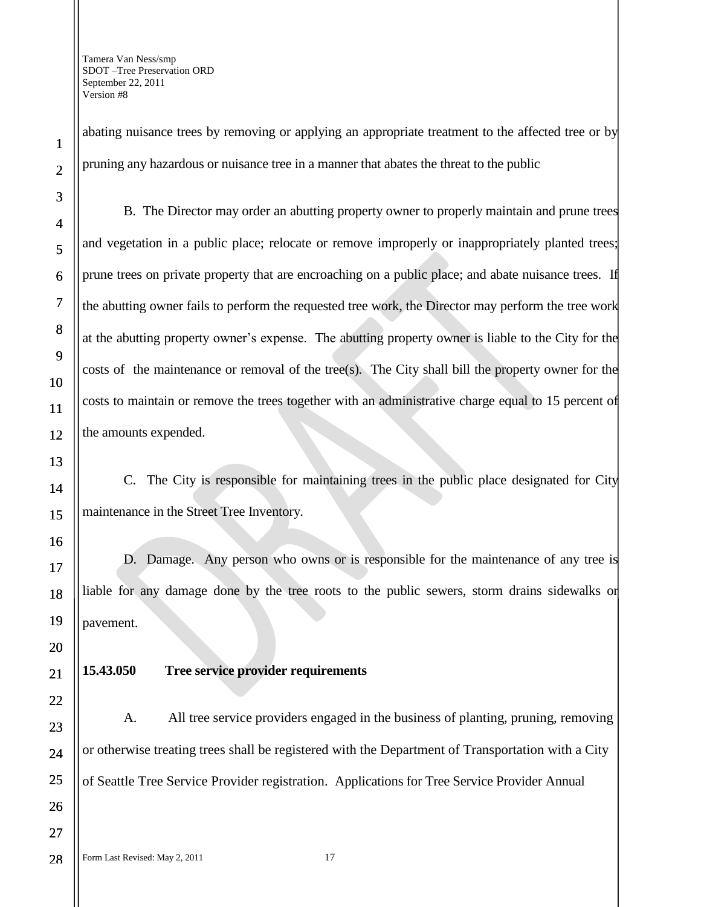abating nuisance trees by removing or applying an appropriate treatment to the affected tree or by pruning any hazardous or nuisance tree in a manner that abates the threat to the public

B. The Director may order an abutting property owner to properly maintain and prune trees and vegetation in a public place; relocate or remove improperly or inappropriately planted trees; prune trees on private property that are encroaching on a public place; and abate nuisance trees. If the abutting owner fails to perform the requested tree work, the Director may perform the tree work at the abutting property owner's expense. The abutting property owner is liable to the City for the costs of the maintenance or removal of the tree(s). The City shall bill the property owner for the costs to maintain or remove the trees together with an administrative charge equal to 15 percent of the amounts expended.

C. The City is responsible for maintaining trees in the public place designated for City maintenance in the Street Tree Inventory.

D. Damage. Any person who owns or is responsible for the maintenance of any tree is liable for any damage done by the tree roots to the public sewers, storm drains sidewalks or pavement.

**15.43.050 Tree service provider requirements**

A. All tree service providers engaged in the business of planting, pruning, removing or otherwise treating trees shall be registered with the Department of Transportation with a City of Seattle Tree Service Provider registration. Applications for Tree Service Provider Annual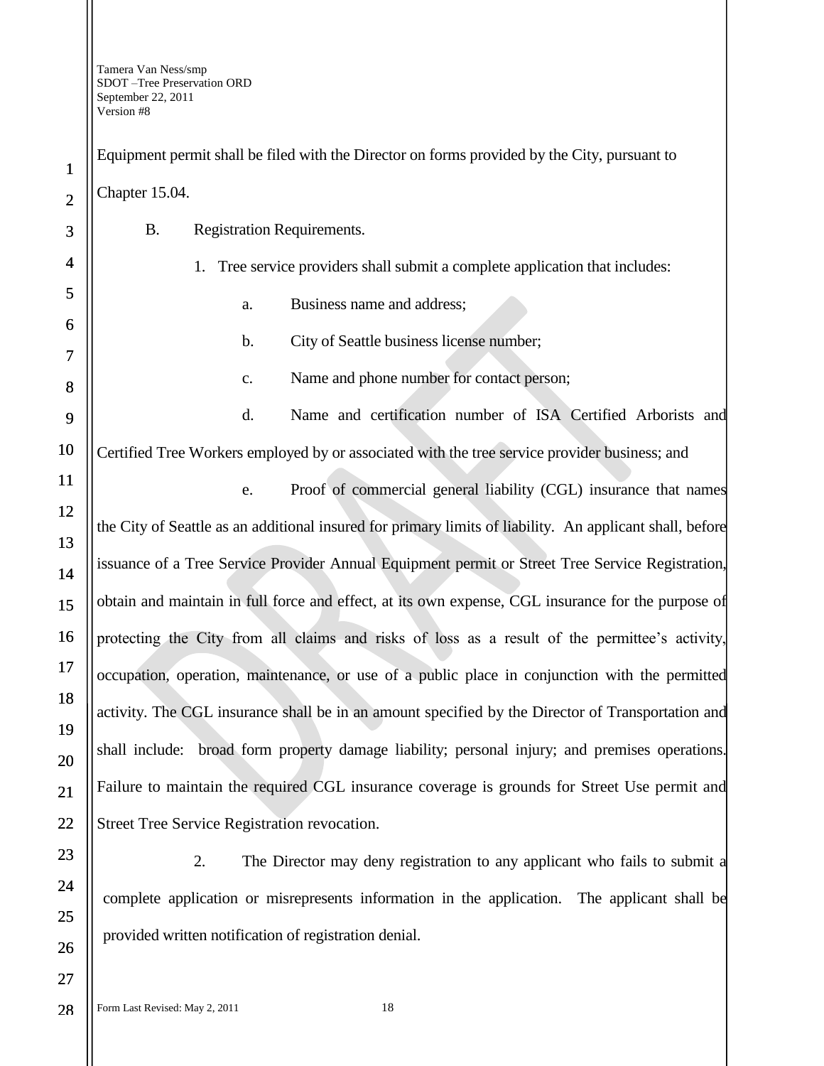Equipment permit shall be filed with the Director on forms provided by the City, pursuant to Chapter 15.04.

B. Registration Requirements.

1. Tree service providers shall submit a complete application that includes:

a. Business name and address;

b. City of Seattle business license number;

c. Name and phone number for contact person;

d. Name and certification number of ISA Certified Arborists and Certified Tree Workers employed by or associated with the tree service provider business; and

e. Proof of commercial general liability (CGL) insurance that names the City of Seattle as an additional insured for primary limits of liability. An applicant shall, before issuance of a Tree Service Provider Annual Equipment permit or Street Tree Service Registration, obtain and maintain in full force and effect, at its own expense, CGL insurance for the purpose of protecting the City from all claims and risks of loss as a result of the permittee's activity, occupation, operation, maintenance, or use of a public place in conjunction with the permitted activity. The CGL insurance shall be in an amount specified by the Director of Transportation and shall include: broad form property damage liability; personal injury; and premises operations. Failure to maintain the required CGL insurance coverage is grounds for Street Use permit and Street Tree Service Registration revocation.

2. The Director may deny registration to any applicant who fails to submit a complete application or misrepresents information in the application. The applicant shall be provided written notification of registration denial.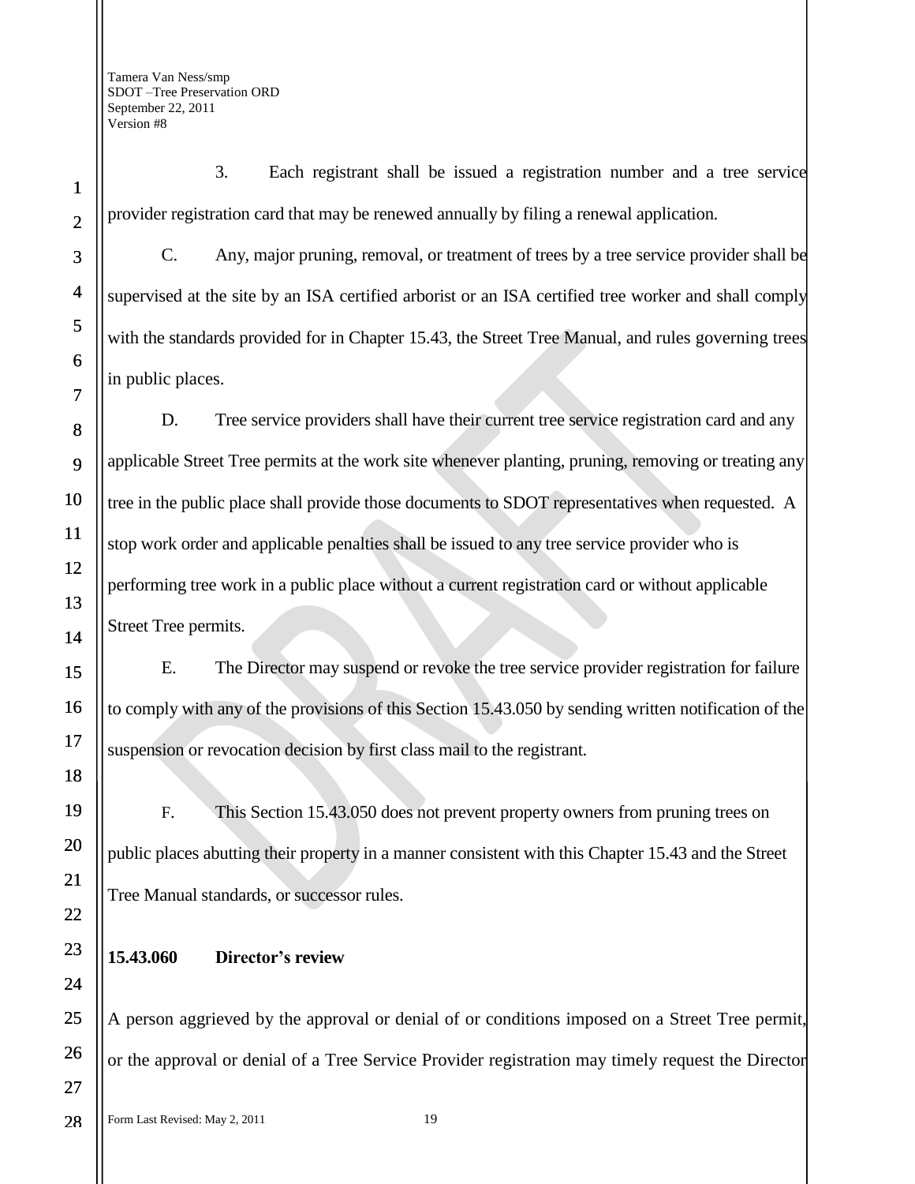3. Each registrant shall be issued a registration number and a tree service provider registration card that may be renewed annually by filing a renewal application.

C. Any, major pruning, removal, or treatment of trees by a tree service provider shall be supervised at the site by an ISA certified arborist or an ISA certified tree worker and shall comply with the standards provided for in Chapter 15.43, the Street Tree Manual, and rules governing trees in public places.

D. Tree service providers shall have their current tree service registration card and any applicable Street Tree permits at the work site whenever planting, pruning, removing or treating any tree in the public place shall provide those documents to SDOT representatives when requested. A stop work order and applicable penalties shall be issued to any tree service provider who is performing tree work in a public place without a current registration card or without applicable Street Tree permits.

E. The Director may suspend or revoke the tree service provider registration for failure to comply with any of the provisions of this Section 15.43.050 by sending written notification of the suspension or revocation decision by first class mail to the registrant.

F. This Section 15.43.050 does not prevent property owners from pruning trees on public places abutting their property in a manner consistent with this Chapter 15.43 and the Street Tree Manual standards, or successor rules.

**15.43.060 Director's review**

A person aggrieved by the approval or denial of or conditions imposed on a Street Tree permit, or the approval or denial of a Tree Service Provider registration may timely request the Director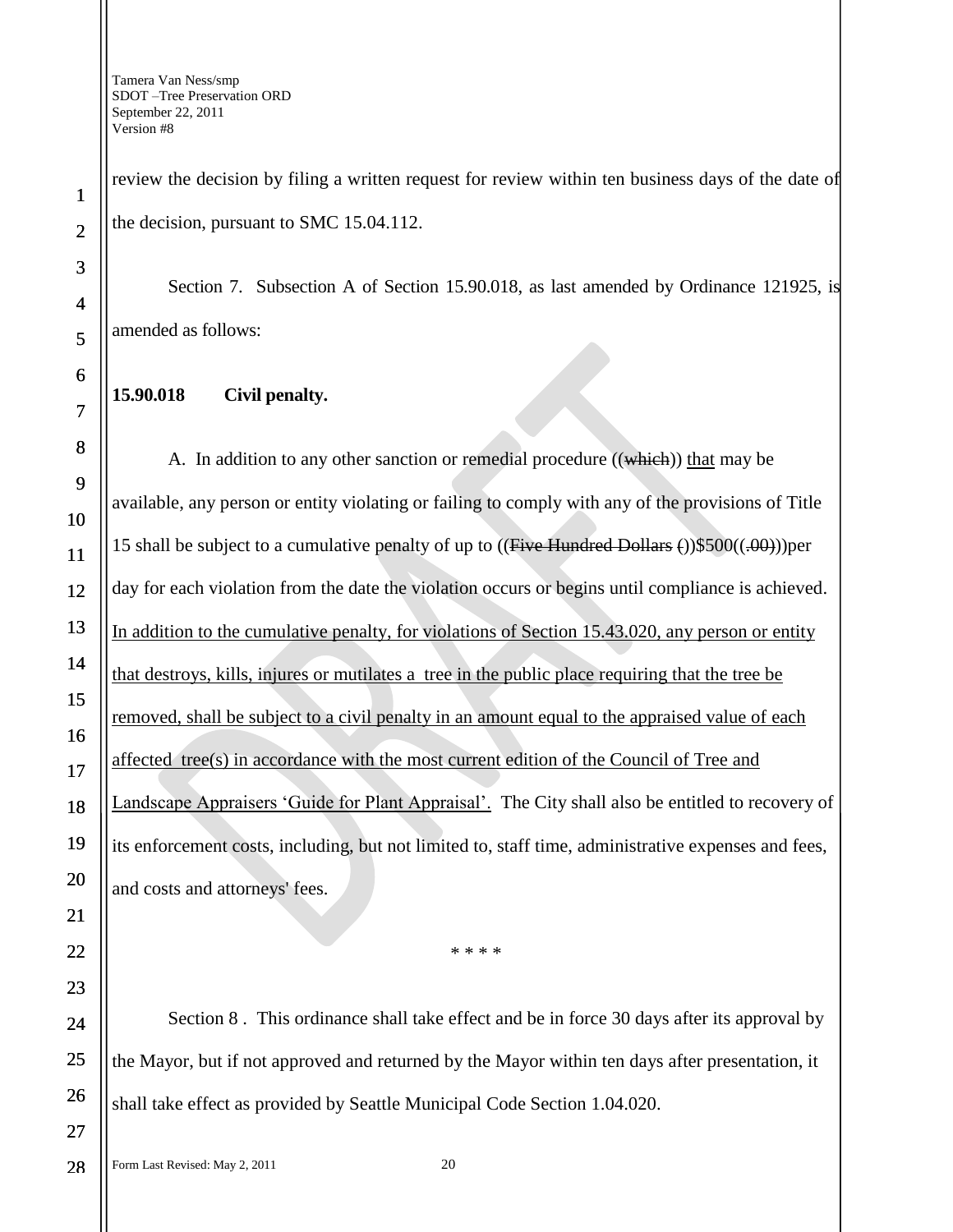review the decision by filing a written request for review within ten business days of the date of the decision, pursuant to SMC 15.04.112.

Section 7. Subsection A of Section 15.90.018, as last amended by Ordinance 121925, is amended as follows:

**15.90.018 Civil penalty.**

A. In addition to any other sanction or remedial procedure ((~~which~~)) <u>that</u> may be available, any person or entity violating or failing to comply with any of the provisions of Title 15 shall be subject to a cumulative penalty of up to ((~~Five Hundred Dollars (~~))$500((~~.00)~~))per day for each violation from the date the violation occurs or begins until compliance is achieved. <u>In addition to the cumulative penalty, for violations of Section 15.43.020, any person or entity that destroys, kills, injures or mutilates a tree in the public place requiring that the tree be removed, shall be subject to a civil penalty in an amount equal to the appraised value of each affected tree(s) in accordance with the most current edition of the Council of Tree and Landscape Appraisers 'Guide for Plant Appraisal'.</u> The City shall also be entitled to recovery of its enforcement costs, including, but not limited to, staff time, administrative expenses and fees, and costs and attorneys' fees.

\* \* \* \*

Section 8 . This ordinance shall take effect and be in force 30 days after its approval by the Mayor, but if not approved and returned by the Mayor within ten days after presentation, it shall take effect as provided by Seattle Municipal Code Section 1.04.020.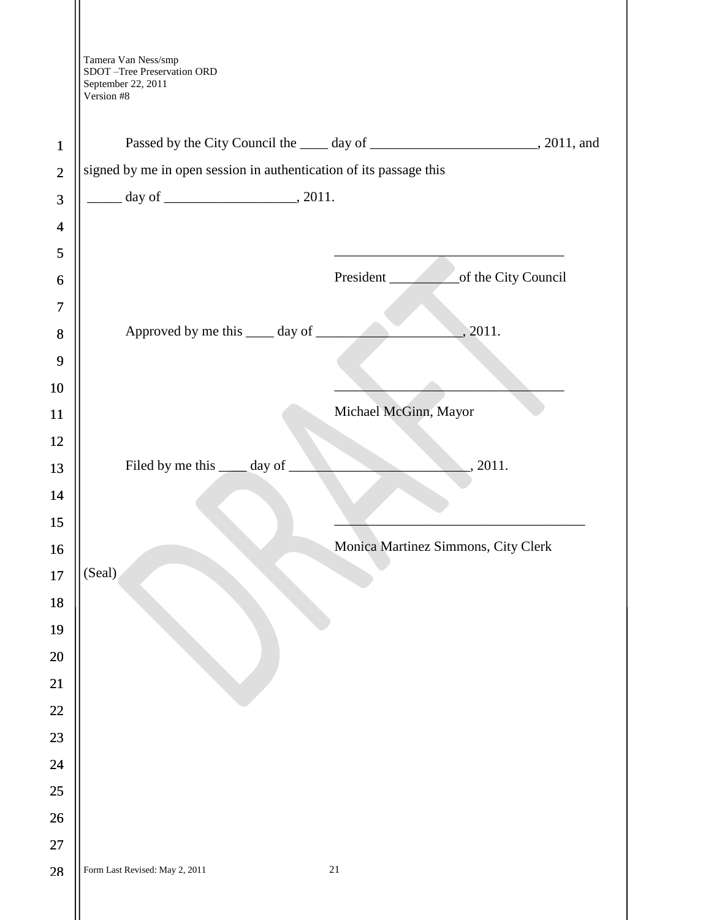Tamera Van Ness/smp
SDOT –Tree Preservation ORD
September 22, 2011
Version #8

Passed by the City Council the ____ day of ________________________, 2011, and signed by me in open session in authentication of its passage this _____ day of __________________, 2011.

_________________________________

President __________of the City Council

Approved by me this ____ day of _____________________, 2011.

_________________________________

Michael McGinn, Mayor

Filed by me this ____ day of _________________________, 2011.

___________________________________

Monica Martinez Simmons, City Clerk

(Seal)

Form Last Revised: May 2, 2011